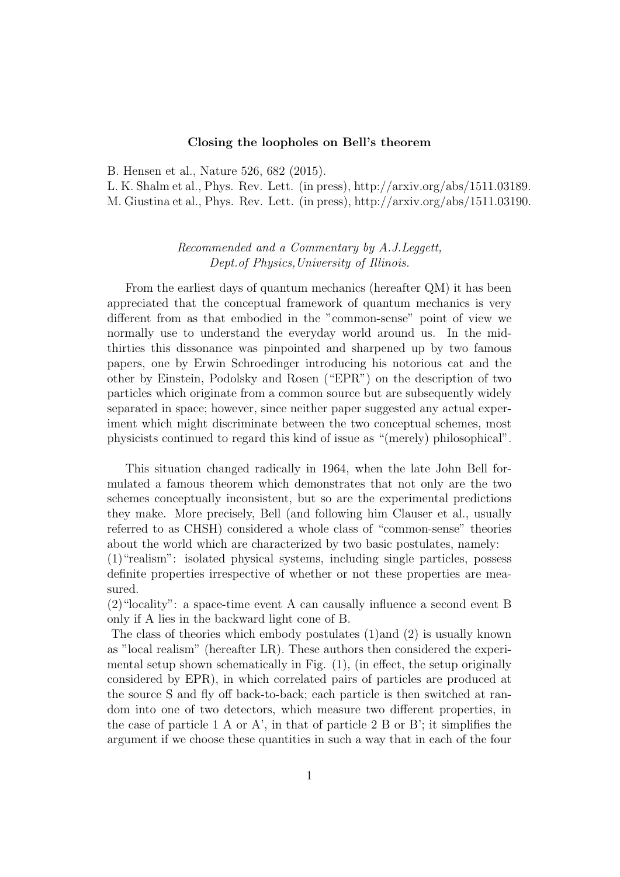**Closing the loopholes on Bell's theorem**

B. Hensen et al., Nature 526, 682 (2015).
L. K. Shalm et al., Phys. Rev. Lett. (in press), http://arxiv.org/abs/1511.03189.
M. Giustina et al., Phys. Rev. Lett. (in press), http://arxiv.org/abs/1511.03190.

*Recommended and a Commentary by A.J.Leggett, Dept.of Physics,University of Illinois.*

From the earliest days of quantum mechanics (hereafter QM) it has been appreciated that the conceptual framework of quantum mechanics is very different from as that embodied in the "common-sense" point of view we normally use to understand the everyday world around us. In the mid-thirties this dissonance was pinpointed and sharpened up by two famous papers, one by Erwin Schroedinger introducing his notorious cat and the other by Einstein, Podolsky and Rosen ("EPR") on the description of two particles which originate from a common source but are subsequently widely separated in space; however, since neither paper suggested any actual experiment which might discriminate between the two conceptual schemes, most physicists continued to regard this kind of issue as "(merely) philosophical".

This situation changed radically in 1964, when the late John Bell formulated a famous theorem which demonstrates that not only are the two schemes conceptually inconsistent, but so are the experimental predictions they make. More precisely, Bell (and following him Clauser et al., usually referred to as CHSH) considered a whole class of "common-sense" theories about the world which are characterized by two basic postulates, namely:
(1)"realism": isolated physical systems, including single particles, possess definite properties irrespective of whether or not these properties are measured.
(2)"locality": a space-time event A can causally influence a second event B only if A lies in the backward light cone of B.
The class of theories which embody postulates (1)and (2) is usually known as "local realism" (hereafter LR). These authors then considered the experimental setup shown schematically in Fig. (1), (in effect, the setup originally considered by EPR), in which correlated pairs of particles are produced at the source S and fly off back-to-back; each particle is then switched at random into one of two detectors, which measure two different properties, in the case of particle 1 A or A', in that of particle 2 B or B'; it simplifies the argument if we choose these quantities in such a way that in each of the four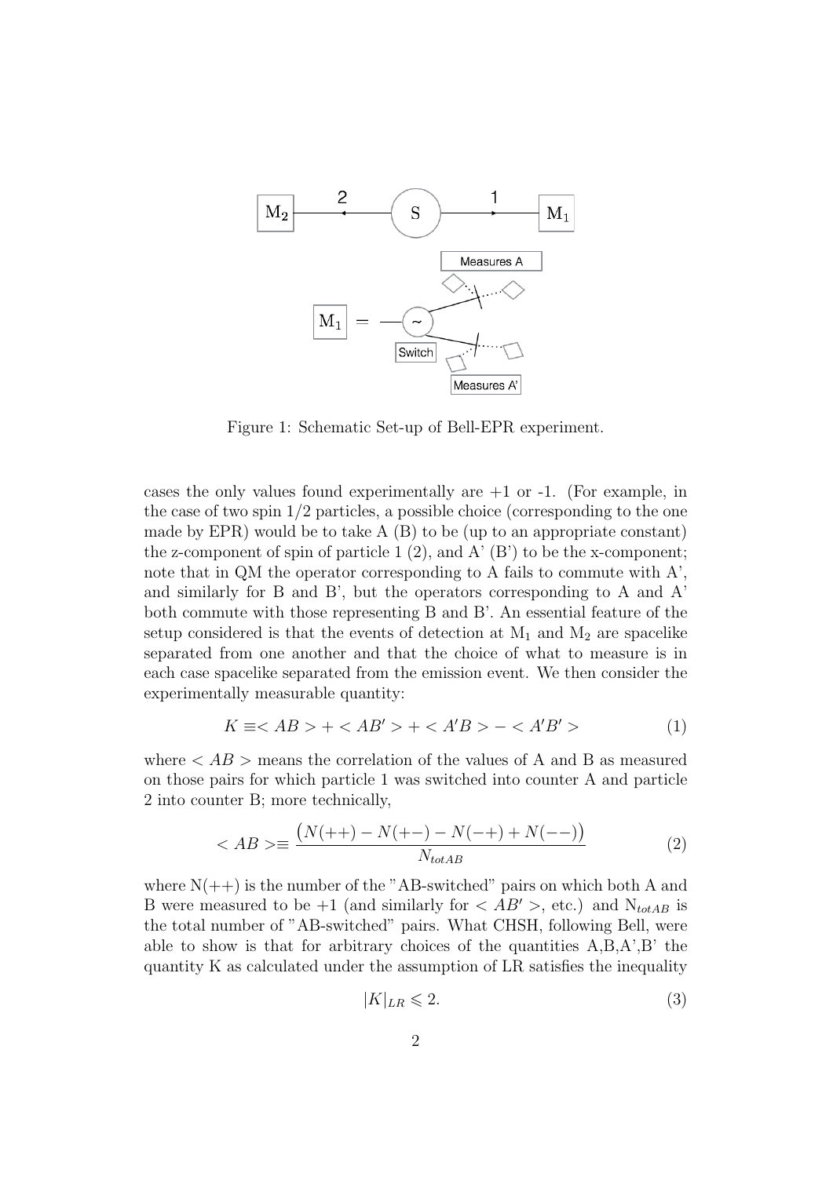Figure 1: Schematic Set-up of Bell-EPR experiment.

cases the only values found experimentally are +1 or -1. (For example, in the case of two spin 1/2 particles, a possible choice (corresponding to the one made by EPR) would be to take A (B) to be (up to an appropriate constant) the z-component of spin of particle 1 (2), and A' (B') to be the x-component; note that in QM the operator corresponding to A fails to commute with A', and similarly for B and B', but the operators corresponding to A and A' both commute with those representing B and B'. An essential feature of the setup considered is that the events of detection at $M_1$ and $M_2$ are spacelike separated from one another and that the choice of what to measure is in each case spacelike separated from the emission event. We then consider the experimentally measurable quantity:

$$K \equiv < AB > + < AB' > + < A'B > - < A'B' > \tag{1}$$

where $< AB >$ means the correlation of the values of A and B as measured on those pairs for which particle 1 was switched into counter A and particle 2 into counter B; more technically,

$$< AB > \equiv \frac{\big(N(++) - N(+-) - N(-+) + N(--)\big)}{N_{totAB}} \tag{2}$$

where N(++) is the number of the "AB-switched" pairs on which both A and B were measured to be +1 (and similarly for $< AB' >$, etc.) and $N_{totAB}$ is the total number of "AB-switched" pairs. What CHSH, following Bell, were able to show is that for arbitrary choices of the quantities A,B,A',B' the quantity K as calculated under the assumption of LR satisfies the inequality

$$|K|_{LR} \leqslant 2. \tag{3}$$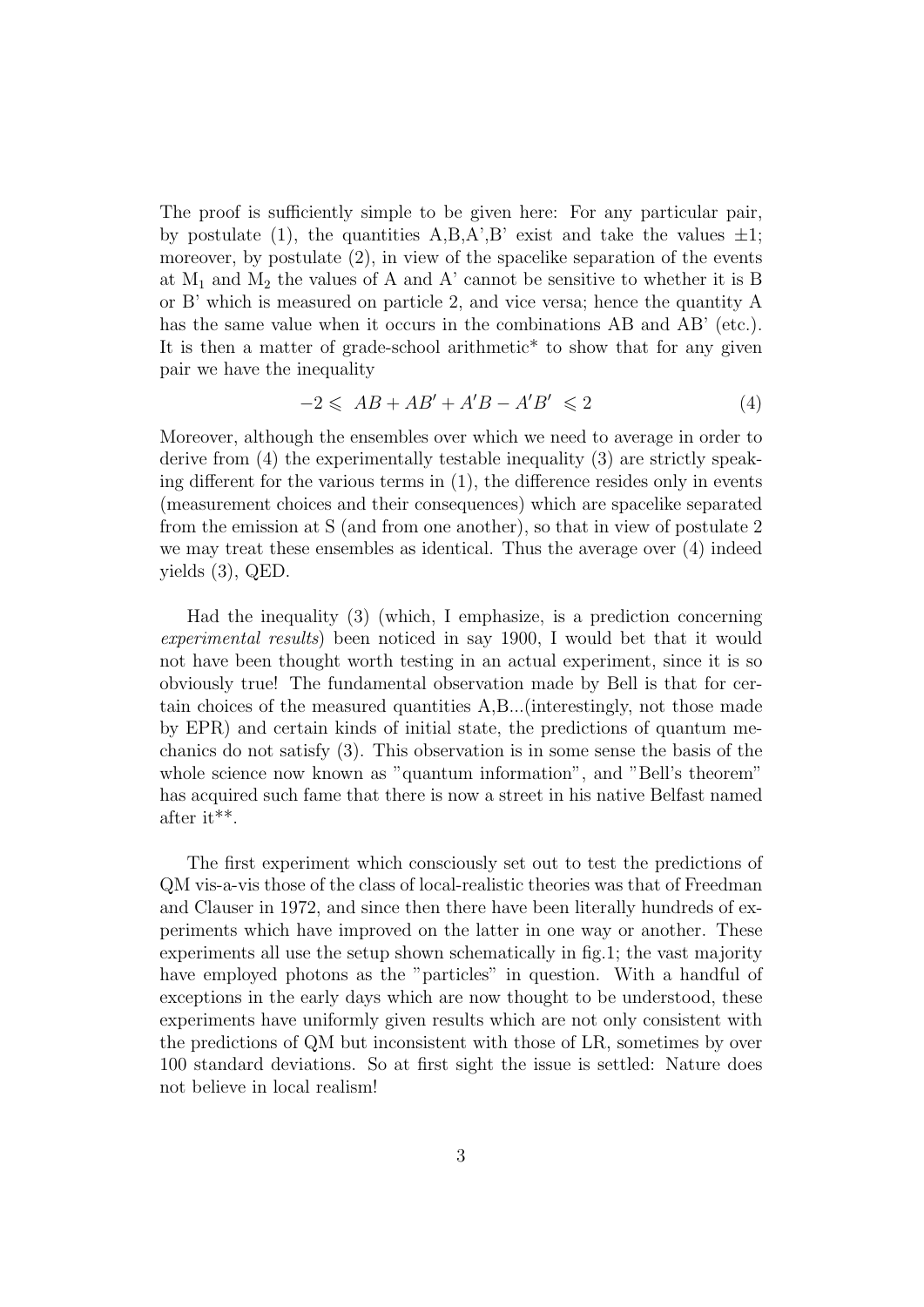The proof is sufficiently simple to be given here: For any particular pair, by postulate (1), the quantities A,B,A',B' exist and take the values $\pm 1$; moreover, by postulate (2), in view of the spacelike separation of the events at $M_1$ and $M_2$ the values of A and A' cannot be sensitive to whether it is B or B' which is measured on particle 2, and vice versa; hence the quantity A has the same value when it occurs in the combinations AB and AB' (etc.). It is then a matter of grade-school arithmetic* to show that for any given pair we have the inequality

$$-2 \leqslant \ AB + AB' + A'B - A'B' \ \leqslant 2 \tag{4}$$

Moreover, although the ensembles over which we need to average in order to derive from (4) the experimentally testable inequality (3) are strictly speaking different for the various terms in (1), the difference resides only in events (measurement choices and their consequences) which are spacelike separated from the emission at S (and from one another), so that in view of postulate 2 we may treat these ensembles as identical. Thus the average over (4) indeed yields (3), QED.

Had the inequality (3) (which, I emphasize, is a prediction concerning *experimental results*) been noticed in say 1900, I would bet that it would not have been thought worth testing in an actual experiment, since it is so obviously true! The fundamental observation made by Bell is that for certain choices of the measured quantities A,B...(interestingly, not those made by EPR) and certain kinds of initial state, the predictions of quantum mechanics do not satisfy (3). This observation is in some sense the basis of the whole science now known as "quantum information", and "Bell's theorem" has acquired such fame that there is now a street in his native Belfast named after it**.

The first experiment which consciously set out to test the predictions of QM vis-a-vis those of the class of local-realistic theories was that of Freedman and Clauser in 1972, and since then there have been literally hundreds of experiments which have improved on the latter in one way or another. These experiments all use the setup shown schematically in fig.1; the vast majority have employed photons as the "particles" in question. With a handful of exceptions in the early days which are now thought to be understood, these experiments have uniformly given results which are not only consistent with the predictions of QM but inconsistent with those of LR, sometimes by over 100 standard deviations. So at first sight the issue is settled: Nature does not believe in local realism!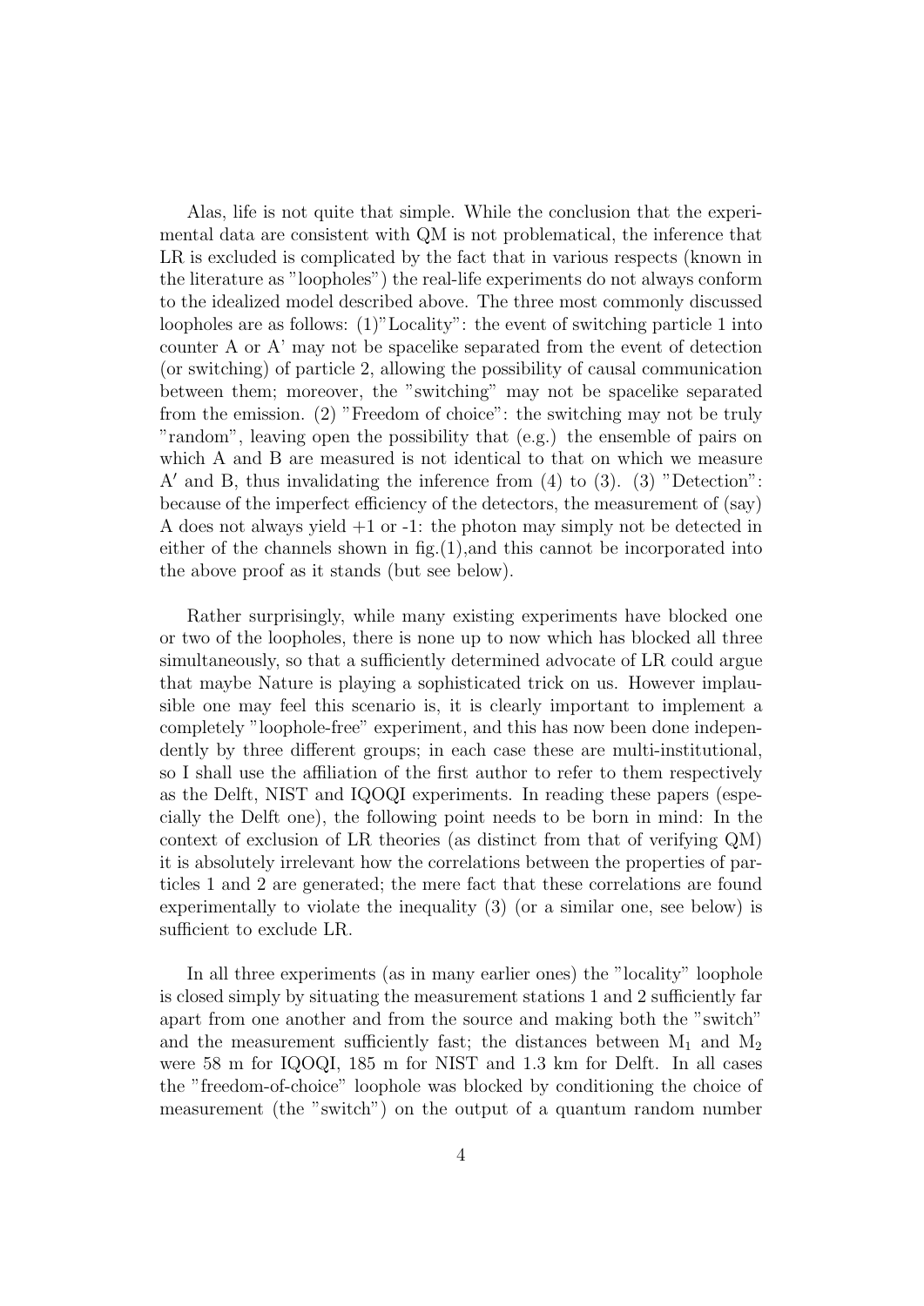Alas, life is not quite that simple. While the conclusion that the experimental data are consistent with QM is not problematical, the inference that LR is excluded is complicated by the fact that in various respects (known in the literature as "loopholes") the real-life experiments do not always conform to the idealized model described above. The three most commonly discussed loopholes are as follows: (1)"Locality": the event of switching particle 1 into counter A or A' may not be spacelike separated from the event of detection (or switching) of particle 2, allowing the possibility of causal communication between them; moreover, the "switching" may not be spacelike separated from the emission. (2) "Freedom of choice": the switching may not be truly "random", leaving open the possibility that (e.g.) the ensemble of pairs on which A and B are measured is not identical to that on which we measure $A'$ and B, thus invalidating the inference from (4) to (3). (3) "Detection": because of the imperfect efficiency of the detectors, the measurement of (say) A does not always yield +1 or -1: the photon may simply not be detected in either of the channels shown in fig.(1),and this cannot be incorporated into the above proof as it stands (but see below).

Rather surprisingly, while many existing experiments have blocked one or two of the loopholes, there is none up to now which has blocked all three simultaneously, so that a sufficiently determined advocate of LR could argue that maybe Nature is playing a sophisticated trick on us. However implausible one may feel this scenario is, it is clearly important to implement a completely "loophole-free" experiment, and this has now been done independently by three different groups; in each case these are multi-institutional, so I shall use the affiliation of the first author to refer to them respectively as the Delft, NIST and IQOQI experiments. In reading these papers (especially the Delft one), the following point needs to be born in mind: In the context of exclusion of LR theories (as distinct from that of verifying QM) it is absolutely irrelevant how the correlations between the properties of particles 1 and 2 are generated; the mere fact that these correlations are found experimentally to violate the inequality (3) (or a similar one, see below) is sufficient to exclude LR.

In all three experiments (as in many earlier ones) the "locality" loophole is closed simply by situating the measurement stations 1 and 2 sufficiently far apart from one another and from the source and making both the "switch" and the measurement sufficiently fast; the distances between $M_1$ and $M_2$ were 58 m for IQOQI, 185 m for NIST and 1.3 km for Delft. In all cases the "freedom-of-choice" loophole was blocked by conditioning the choice of measurement (the "switch") on the output of a quantum random number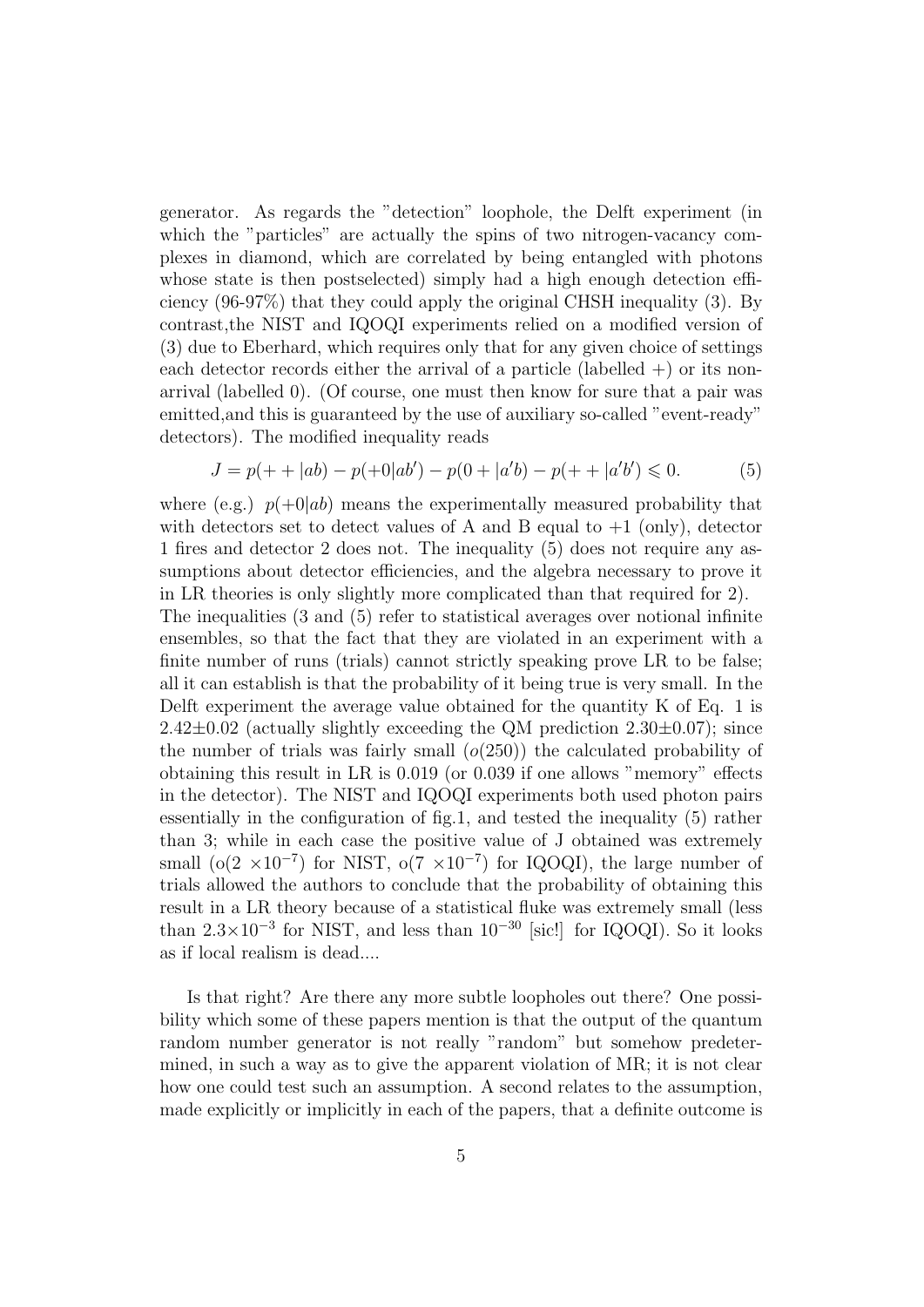generator. As regards the "detection" loophole, the Delft experiment (in which the "particles" are actually the spins of two nitrogen-vacancy complexes in diamond, which are correlated by being entangled with photons whose state is then postselected) simply had a high enough detection efficiency (96-97%) that they could apply the original CHSH inequality (3). By contrast,the NIST and IQOQI experiments relied on a modified version of (3) due to Eberhard, which requires only that for any given choice of settings each detector records either the arrival of a particle (labelled +) or its non-arrival (labelled 0). (Of course, one must then know for sure that a pair was emitted,and this is guaranteed by the use of auxiliary so-called "event-ready" detectors). The modified inequality reads

$$J = p(++|ab) - p(+0|ab') - p(0+|a'b) - p(++|a'b') \leqslant 0. \tag{5}$$

where (e.g.) $p(+0|ab)$ means the experimentally measured probability that with detectors set to detect values of A and B equal to +1 (only), detector 1 fires and detector 2 does not. The inequality (5) does not require any assumptions about detector efficiencies, and the algebra necessary to prove it in LR theories is only slightly more complicated than that required for 2).
The inequalities (3 and (5) refer to statistical averages over notional infinite ensembles, so that the fact that they are violated in an experiment with a finite number of runs (trials) cannot strictly speaking prove LR to be false; all it can establish is that the probability of it being true is very small. In the Delft experiment the average value obtained for the quantity K of Eq. 1 is $2.42\pm0.02$ (actually slightly exceeding the QM prediction $2.30\pm0.07$); since the number of trials was fairly small ($o(250)$) the calculated probability of obtaining this result in LR is 0.019 (or 0.039 if one allows "memory" effects in the detector). The NIST and IQOQI experiments both used photon pairs essentially in the configuration of fig.1, and tested the inequality (5) rather than 3; while in each case the positive value of J obtained was extremely small (o($2\times10^{-7}$) for NIST, o($7\times10^{-7}$) for IQOQI), the large number of trials allowed the authors to conclude that the probability of obtaining this result in a LR theory because of a statistical fluke was extremely small (less than $2.3\times10^{-3}$ for NIST, and less than $10^{-30}$ [sic!] for IQOQI). So it looks as if local realism is dead....

Is that right? Are there any more subtle loopholes out there? One possibility which some of these papers mention is that the output of the quantum random number generator is not really "random" but somehow predetermined, in such a way as to give the apparent violation of MR; it is not clear how one could test such an assumption. A second relates to the assumption, made explicitly or implicitly in each of the papers, that a definite outcome is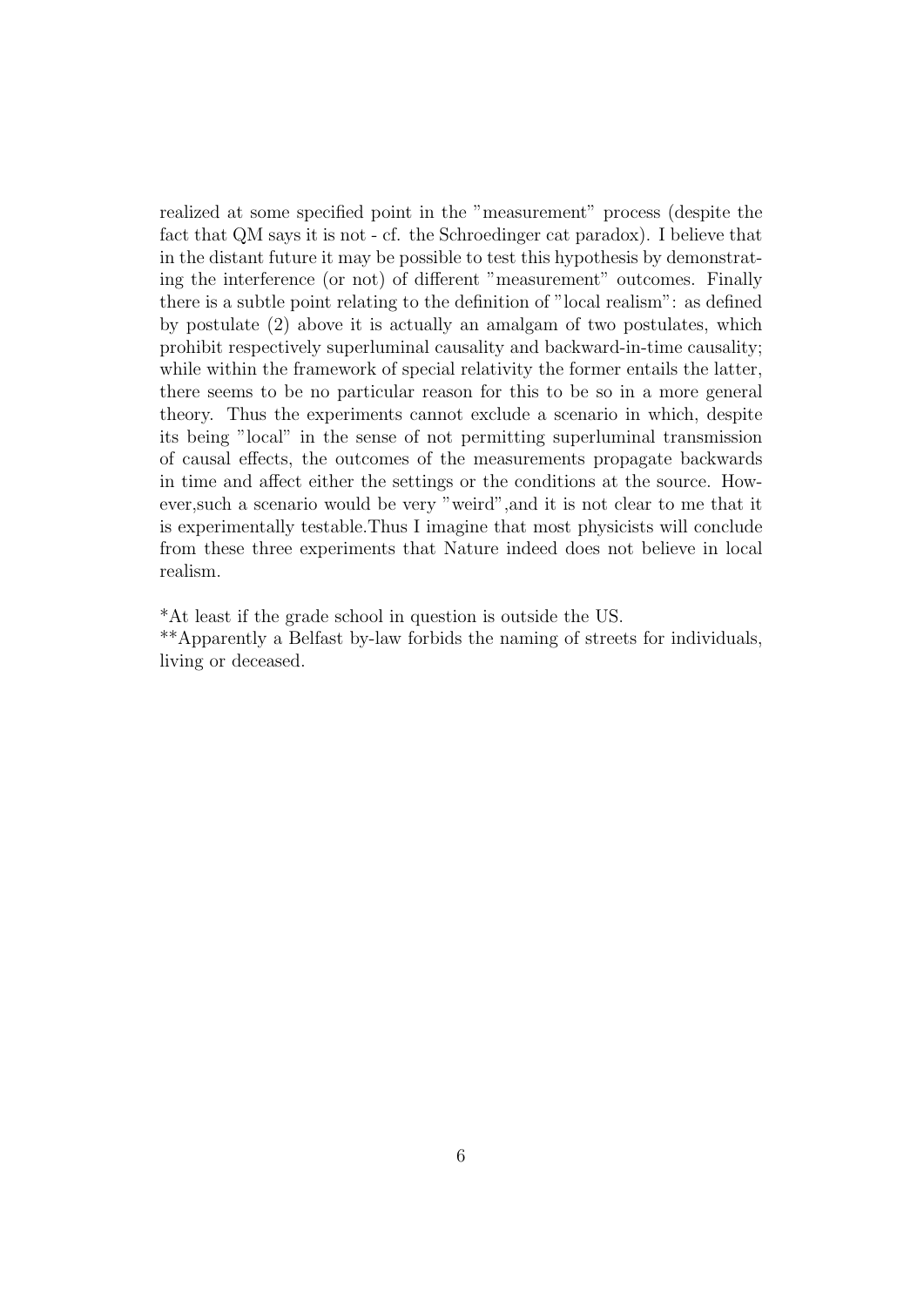realized at some specified point in the "measurement" process (despite the fact that QM says it is not - cf. the Schroedinger cat paradox). I believe that in the distant future it may be possible to test this hypothesis by demonstrating the interference (or not) of different "measurement" outcomes. Finally there is a subtle point relating to the definition of "local realism": as defined by postulate (2) above it is actually an amalgam of two postulates, which prohibit respectively superluminal causality and backward-in-time causality; while within the framework of special relativity the former entails the latter, there seems to be no particular reason for this to be so in a more general theory. Thus the experiments cannot exclude a scenario in which, despite its being "local" in the sense of not permitting superluminal transmission of causal effects, the outcomes of the measurements propagate backwards in time and affect either the settings or the conditions at the source. However,such a scenario would be very "weird",and it is not clear to me that it is experimentally testable.Thus I imagine that most physicists will conclude from these three experiments that Nature indeed does not believe in local realism.

*At least if the grade school in question is outside the US.

**Apparently a Belfast by-law forbids the naming of streets for individuals, living or deceased.